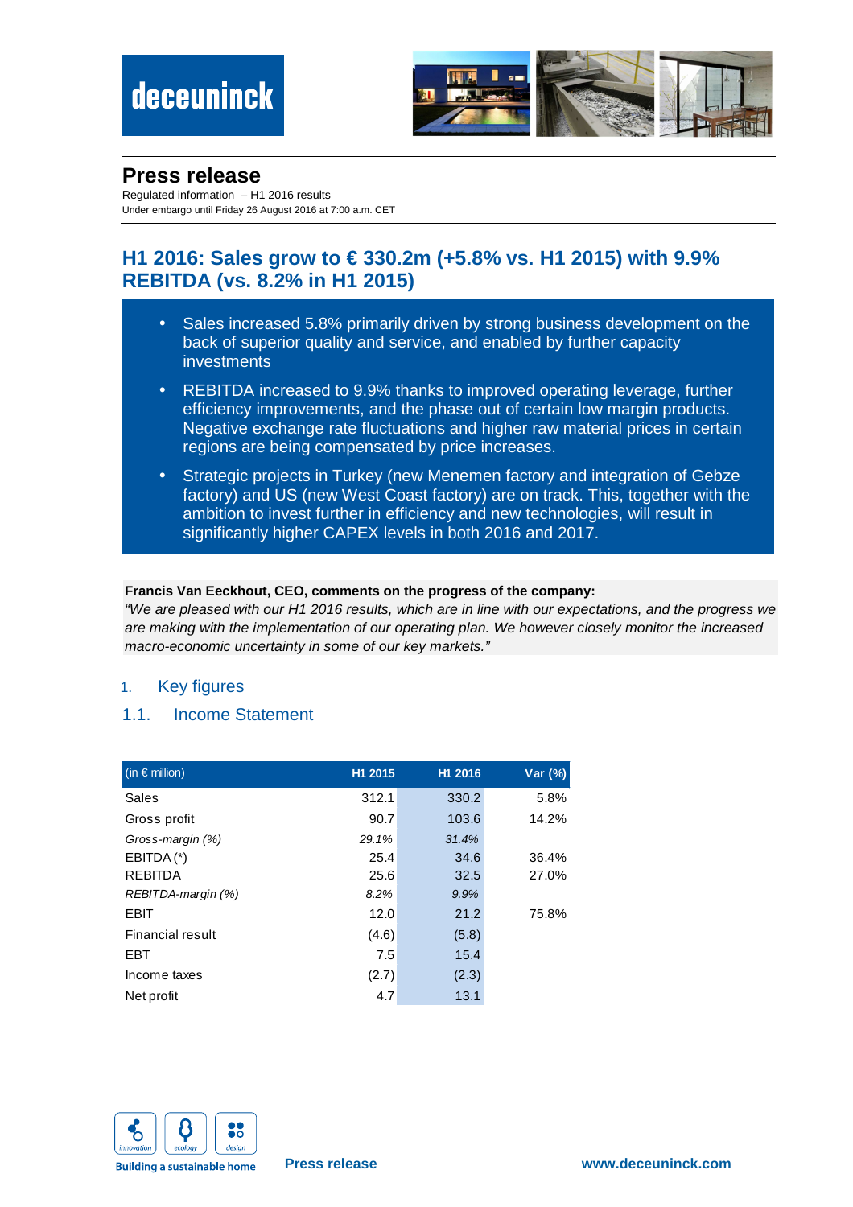# Press release

Regulated information – H1 2016 results
Under embargo until Friday 26 August 2016 at 7:00 a.m. CET

## H1 2016: Sales grow to € 330.2m (+5.8% vs. H1 2015) with 9.9% REBITDA (vs. 8.2% in H1 2015)

- Sales increased 5.8% primarily driven by strong business development on the back of superior quality and service, and enabled by further capacity investments
- REBITDA increased to 9.9% thanks to improved operating leverage, further efficiency improvements, and the phase out of certain low margin products. Negative exchange rate fluctuations and higher raw material prices in certain regions are being compensated by price increases.
- Strategic projects in Turkey (new Menemen factory and integration of Gebze factory) and US (new West Coast factory) are on track. This, together with the ambition to invest further in efficiency and new technologies, will result in significantly higher CAPEX levels in both 2016 and 2017.

**Francis Van Eeckhout, CEO, comments on the progress of the company:**
*"We are pleased with our H1 2016 results, which are in line with our expectations, and the progress we are making with the implementation of our operating plan. We however closely monitor the increased macro-economic uncertainty in some of our key markets."*

## 1. Key figures

### 1.1. Income Statement

| (in € million) | H1 2015 | H1 2016 | Var (%) |
|---|---|---|---|
| Sales | 312.1 | 330.2 | 5.8% |
| Gross profit | 90.7 | 103.6 | 14.2% |
| *Gross-margin (%)* | *29.1%* | *31.4%* | |
| EBITDA (*) | 25.4 | 34.6 | 36.4% |
| REBITDA | 25.6 | 32.5 | 27.0% |
| *REBITDA-margin (%)* | *8.2%* | *9.9%* | |
| EBIT | 12.0 | 21.2 | 75.8% |
| Financial result | (4.6) | (5.8) | |
| EBT | 7.5 | 15.4 | |
| Income taxes | (2.7) | (2.3) | |
| Net profit | 4.7 | 13.1 | |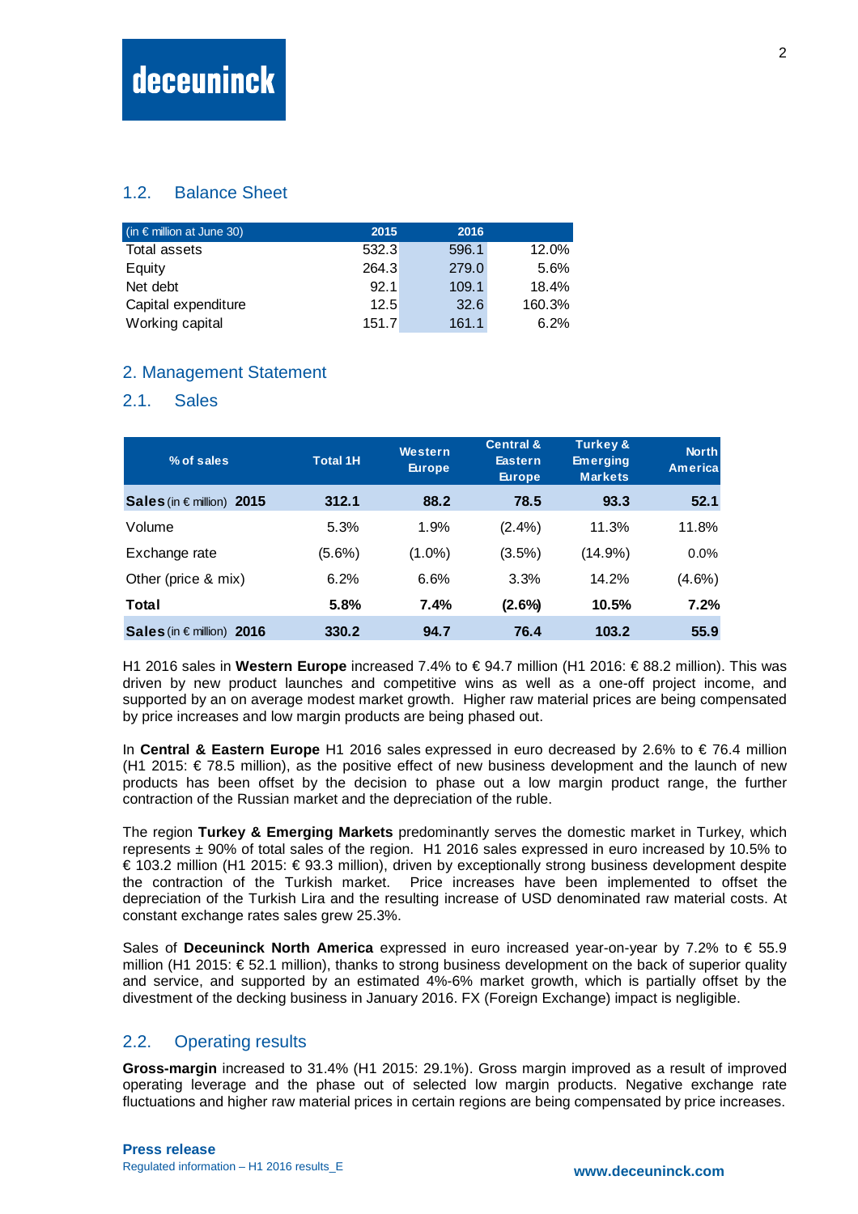## 1.2. Balance Sheet

| (in € million at June 30) | 2015 | 2016 | |
|---|---|---|---|
| Total assets | 532.3 | 596.1 | 12.0% |
| Equity | 264.3 | 279.0 | 5.6% |
| Net debt | 92.1 | 109.1 | 18.4% |
| Capital expenditure | 12.5 | 32.6 | 160.3% |
| Working capital | 151.7 | 161.1 | 6.2% |

# 2. Management Statement

## 2.1. Sales

| % of sales | Total 1H | Western Europe | Central & Eastern Europe | Turkey & Emerging Markets | North America |
|---|---|---|---|---|---|
| **Sales** (in € million) **2015** | **312.1** | **88.2** | **78.5** | **93.3** | **52.1** |
| Volume | 5.3% | 1.9% | (2.4%) | 11.3% | 11.8% |
| Exchange rate | (5.6%) | (1.0%) | (3.5%) | (14.9%) | 0.0% |
| Other (price & mix) | 6.2% | 6.6% | 3.3% | 14.2% | (4.6%) |
| **Total** | **5.8%** | **7.4%** | **(2.6%)** | **10.5%** | **7.2%** |
| **Sales** (in € million) **2016** | **330.2** | **94.7** | **76.4** | **103.2** | **55.9** |

H1 2016 sales in **Western Europe** increased 7.4% to € 94.7 million (H1 2016: € 88.2 million). This was driven by new product launches and competitive wins as well as a one-off project income, and supported by an on average modest market growth. Higher raw material prices are being compensated by price increases and low margin products are being phased out.

In **Central & Eastern Europe** H1 2016 sales expressed in euro decreased by 2.6% to € 76.4 million (H1 2015: € 78.5 million), as the positive effect of new business development and the launch of new products has been offset by the decision to phase out a low margin product range, the further contraction of the Russian market and the depreciation of the ruble.

The region **Turkey & Emerging Markets** predominantly serves the domestic market in Turkey, which represents ± 90% of total sales of the region. H1 2016 sales expressed in euro increased by 10.5% to € 103.2 million (H1 2015: € 93.3 million), driven by exceptionally strong business development despite the contraction of the Turkish market. Price increases have been implemented to offset the depreciation of the Turkish Lira and the resulting increase of USD denominated raw material costs. At constant exchange rates sales grew 25.3%.

Sales of **Deceuninck North America** expressed in euro increased year-on-year by 7.2% to € 55.9 million (H1 2015: € 52.1 million), thanks to strong business development on the back of superior quality and service, and supported by an estimated 4%-6% market growth, which is partially offset by the divestment of the decking business in January 2016. FX (Foreign Exchange) impact is negligible.

## 2.2. Operating results

**Gross-margin** increased to 31.4% (H1 2015: 29.1%). Gross margin improved as a result of improved operating leverage and the phase out of selected low margin products. Negative exchange rate fluctuations and higher raw material prices in certain regions are being compensated by price increases.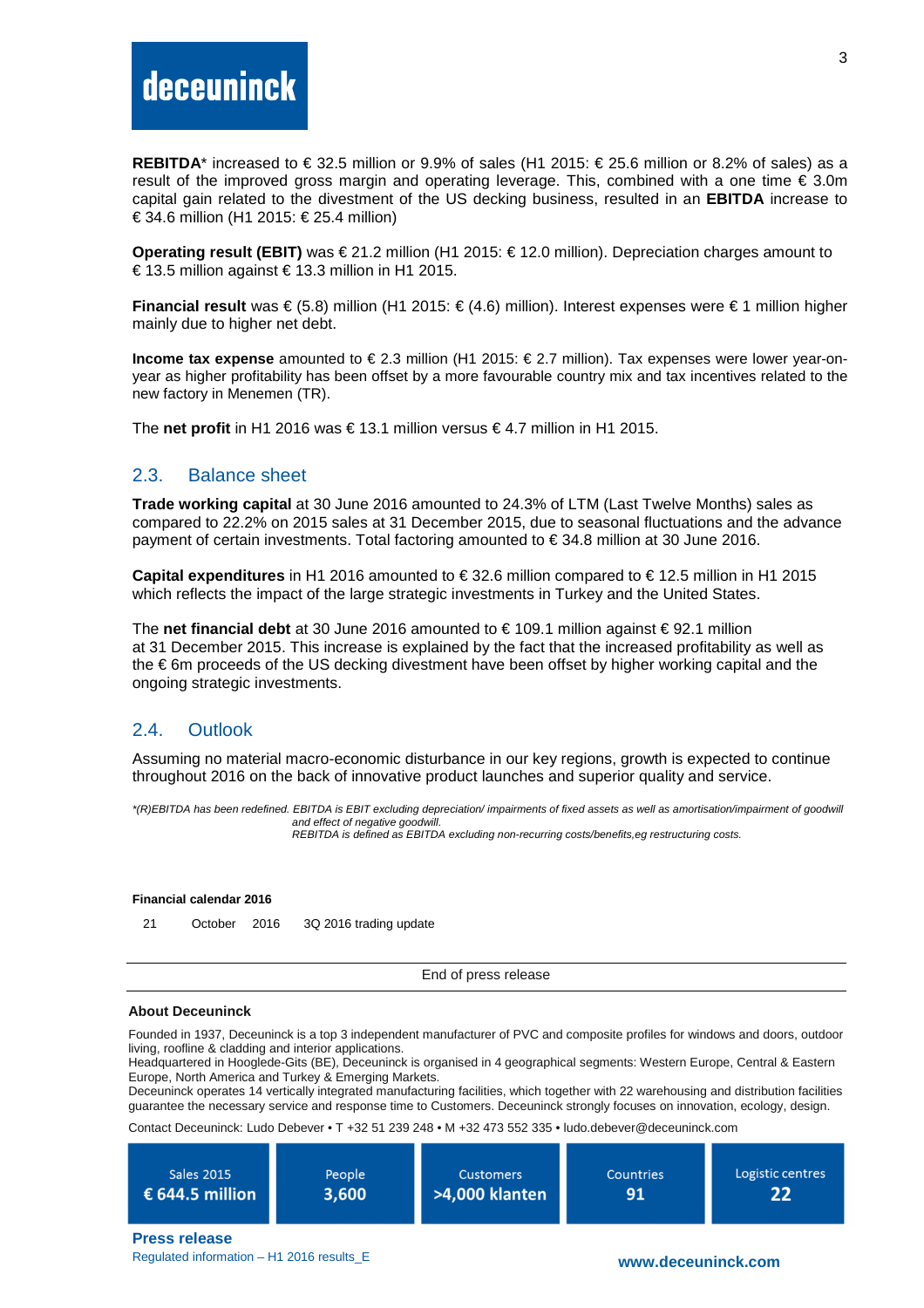**REBITDA*** increased to € 32.5 million or 9.9% of sales (H1 2015: € 25.6 million or 8.2% of sales) as a result of the improved gross margin and operating leverage. This, combined with a one time € 3.0m capital gain related to the divestment of the US decking business, resulted in an **EBITDA** increase to € 34.6 million (H1 2015: € 25.4 million)

**Operating result (EBIT)** was € 21.2 million (H1 2015: € 12.0 million). Depreciation charges amount to € 13.5 million against € 13.3 million in H1 2015.

**Financial result** was € (5.8) million (H1 2015: € (4.6) million). Interest expenses were € 1 million higher mainly due to higher net debt.

**Income tax expense** amounted to € 2.3 million (H1 2015: € 2.7 million). Tax expenses were lower year-on-year as higher profitability has been offset by a more favourable country mix and tax incentives related to the new factory in Menemen (TR).

The **net profit** in H1 2016 was € 13.1 million versus € 4.7 million in H1 2015.

## 2.3. Balance sheet

**Trade working capital** at 30 June 2016 amounted to 24.3% of LTM (Last Twelve Months) sales as compared to 22.2% on 2015 sales at 31 December 2015, due to seasonal fluctuations and the advance payment of certain investments. Total factoring amounted to € 34.8 million at 30 June 2016.

**Capital expenditures** in H1 2016 amounted to € 32.6 million compared to € 12.5 million in H1 2015 which reflects the impact of the large strategic investments in Turkey and the United States.

The **net financial debt** at 30 June 2016 amounted to € 109.1 million against € 92.1 million at 31 December 2015. This increase is explained by the fact that the increased profitability as well as the € 6m proceeds of the US decking divestment have been offset by higher working capital and the ongoing strategic investments.

## 2.4. Outlook

Assuming no material macro-economic disturbance in our key regions, growth is expected to continue throughout 2016 on the back of innovative product launches and superior quality and service.

*\*(R)EBITDA has been redefined. EBITDA is EBIT excluding depreciation/ impairments of fixed assets as well as amortisation/impairment of goodwill and effect of negative goodwill.*
*REBITDA is defined as EBITDA excluding non-recurring costs/benefits,eg restructuring costs.*

**Financial calendar 2016**

21 October 2016 3Q 2016 trading update

End of press release

**About Deceuninck**

Founded in 1937, Deceuninck is a top 3 independent manufacturer of PVC and composite profiles for windows and doors, outdoor living, roofline & cladding and interior applications.
Headquartered in Hooglede-Gits (BE), Deceuninck is organised in 4 geographical segments: Western Europe, Central & Eastern Europe, North America and Turkey & Emerging Markets.
Deceuninck operates 14 vertically integrated manufacturing facilities, which together with 22 warehousing and distribution facilities guarantee the necessary service and response time to Customers. Deceuninck strongly focuses on innovation, ecology, design.

Contact Deceuninck: Ludo Debever • T +32 51 239 248 • M +32 473 552 335 • ludo.debever@deceuninck.com

| Sales 2015 | People | Customers | Countries | Logistic centres |
|---|---|---|---|---|
| € 644.5 million | 3,600 | >4,000 klanten | 91 | 22 |

**Press release**
Regulated information – H1 2016 results_E

**www.deceuninck.com**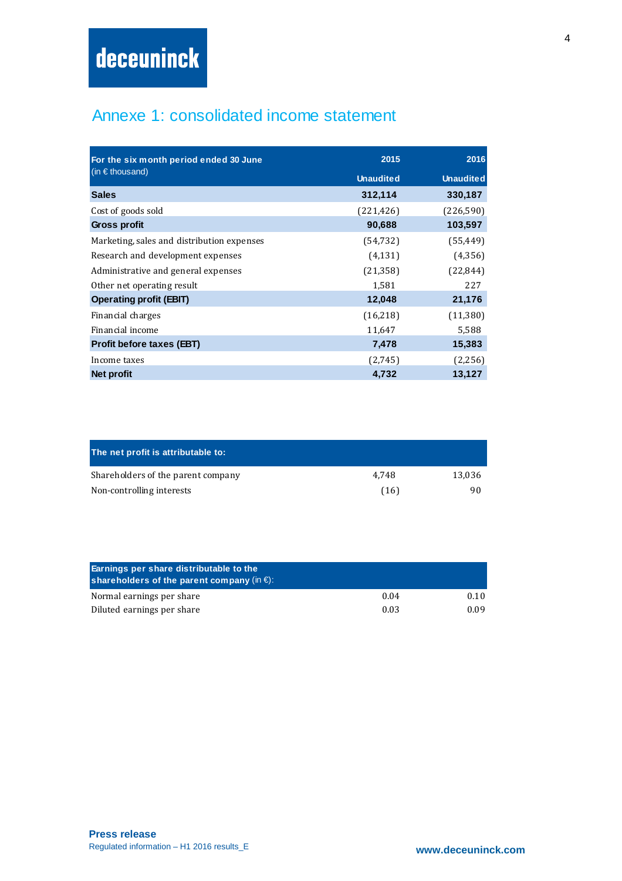# Annexe 1: consolidated income statement

| **For the six month period ended 30 June** (in € thousand) | **2015** Unaudited | **2016** Unaudited |
|---|---|---|
| **Sales** | **312,114** | **330,187** |
| Cost of goods sold | (221,426) | (226,590) |
| **Gross profit** | **90,688** | **103,597** |
| Marketing, sales and distribution expenses | (54,732) | (55,449) |
| Research and development expenses | (4,131) | (4,356) |
| Administrative and general expenses | (21,358) | (22,844) |
| Other net operating result | 1,581 | 227 |
| **Operating profit (EBIT)** | **12,048** | **21,176** |
| Financial charges | (16,218) | (11,380) |
| Financial income | 11,647 | 5,588 |
| **Profit before taxes (EBT)** | **7,478** | **15,383** |
| Income taxes | (2,745) | (2,256) |
| **Net profit** | **4,732** | **13,127** |

| **The net profit is attributable to:** | | |
|---|---|---|
| Shareholders of the parent company | 4,748 | 13,036 |
| Non-controlling interests | (16) | 90 |

| **Earnings per share distributable to the shareholders of the parent company** (in €): | | |
|---|---|---|
| Normal earnings per share | 0.04 | 0.10 |
| Diluted earnings per share | 0.03 | 0.09 |

**Press release**
Regulated information – H1 2016 results_E

**www.deceuninck.com**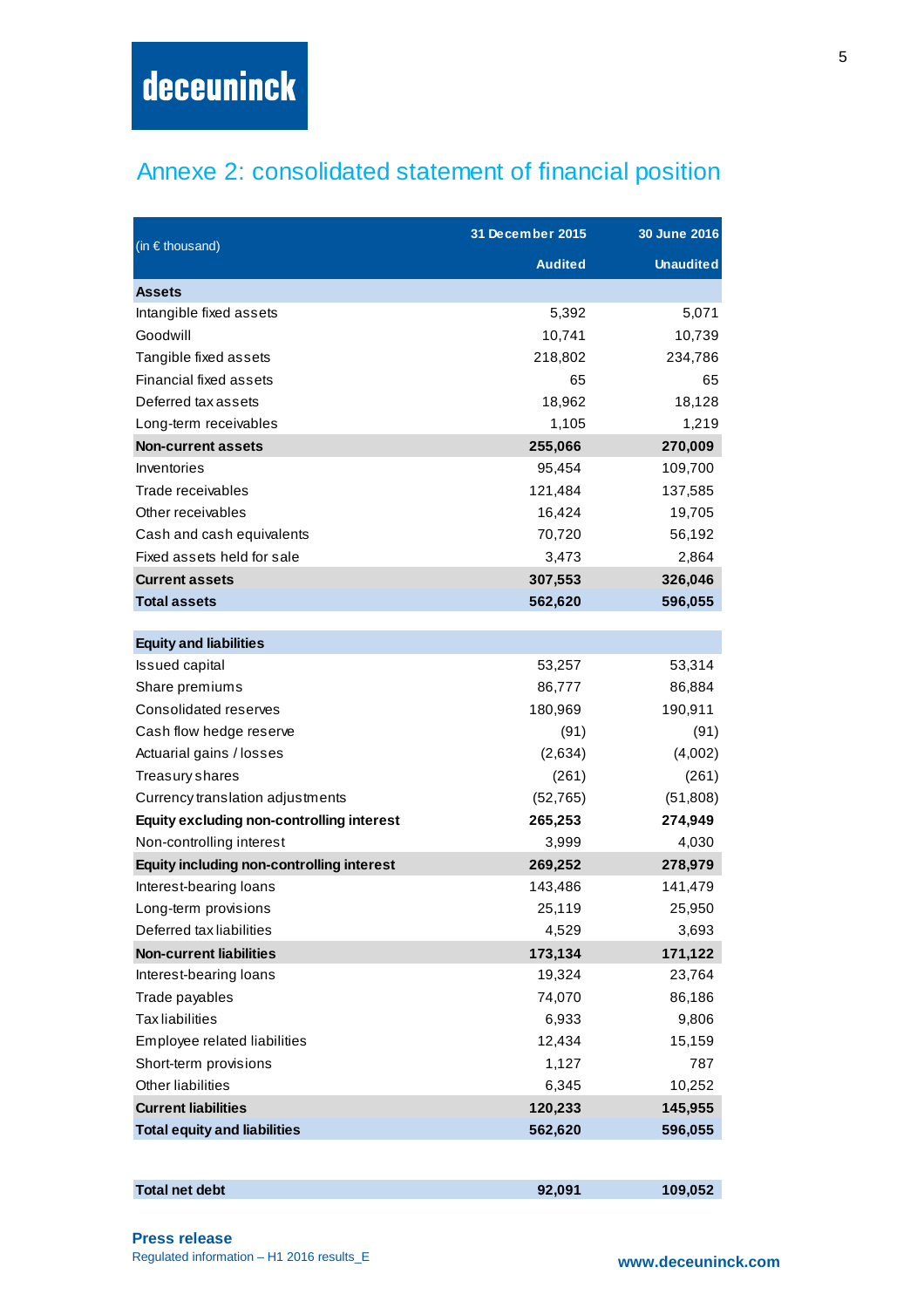deceuninck

# Annexe 2: consolidated statement of financial position

| (in € thousand) | 31 December 2015 | 30 June 2016 |
|---|---|---|
| | Audited | Unaudited |
| **Assets** | | |
| Intangible fixed assets | 5,392 | 5,071 |
| Goodwill | 10,741 | 10,739 |
| Tangible fixed assets | 218,802 | 234,786 |
| Financial fixed assets | 65 | 65 |
| Deferred tax assets | 18,962 | 18,128 |
| Long-term receivables | 1,105 | 1,219 |
| **Non-current assets** | **255,066** | **270,009** |
| Inventories | 95,454 | 109,700 |
| Trade receivables | 121,484 | 137,585 |
| Other receivables | 16,424 | 19,705 |
| Cash and cash equivalents | 70,720 | 56,192 |
| Fixed assets held for sale | 3,473 | 2,864 |
| **Current assets** | **307,553** | **326,046** |
| **Total assets** | **562,620** | **596,055** |
| | | |
| **Equity and liabilities** | | |
| Issued capital | 53,257 | 53,314 |
| Share premiums | 86,777 | 86,884 |
| Consolidated reserves | 180,969 | 190,911 |
| Cash flow hedge reserve | (91) | (91) |
| Actuarial gains / losses | (2,634) | (4,002) |
| Treasury shares | (261) | (261) |
| Currency translation adjustments | (52,765) | (51,808) |
| **Equity excluding non-controlling interest** | **265,253** | **274,949** |
| Non-controlling interest | 3,999 | 4,030 |
| **Equity including non-controlling interest** | **269,252** | **278,979** |
| Interest-bearing loans | 143,486 | 141,479 |
| Long-term provisions | 25,119 | 25,950 |
| Deferred tax liabilities | 4,529 | 3,693 |
| **Non-current liabilities** | **173,134** | **171,122** |
| Interest-bearing loans | 19,324 | 23,764 |
| Trade payables | 74,070 | 86,186 |
| Tax liabilities | 6,933 | 9,806 |
| Employee related liabilities | 12,434 | 15,159 |
| Short-term provisions | 1,127 | 787 |
| Other liabilities | 6,345 | 10,252 |
| **Current liabilities** | **120,233** | **145,955** |
| **Total equity and liabilities** | **562,620** | **596,055** |
| | | |
| **Total net debt** | **92,091** | **109,052** |

**Press release**
Regulated information – H1 2016 results_E

**www.deceuninck.com**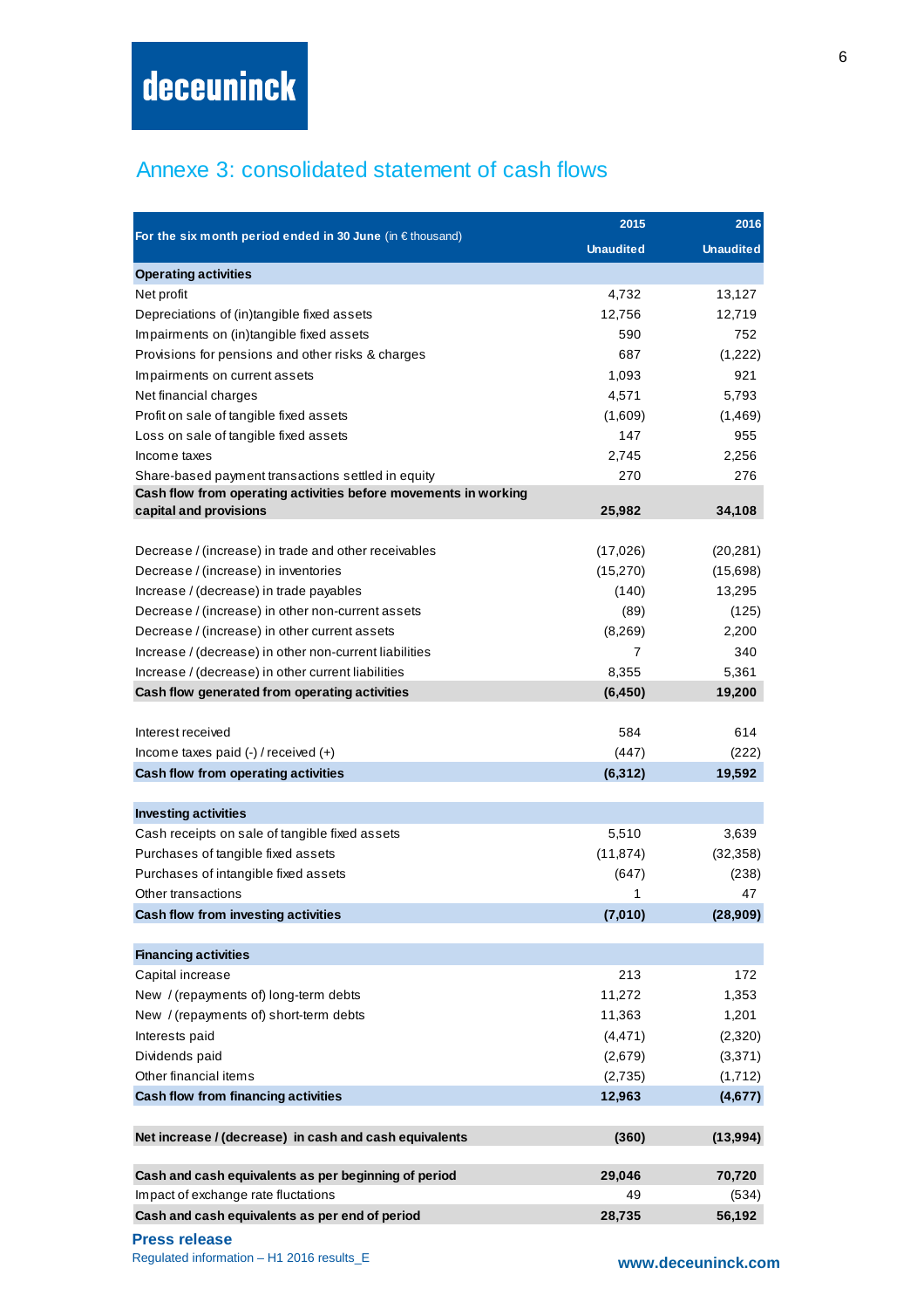deceuninck

## Annexe 3: consolidated statement of cash flows

| For the six month period ended in 30 June (in € thousand) | 2015 Unaudited | 2016 Unaudited |
|---|---|---|
| **Operating activities** | | |
| Net profit | 4,732 | 13,127 |
| Depreciations of (in)tangible fixed assets | 12,756 | 12,719 |
| Impairments on (in)tangible fixed assets | 590 | 752 |
| Provisions for pensions and other risks & charges | 687 | (1,222) |
| Impairments on current assets | 1,093 | 921 |
| Net financial charges | 4,571 | 5,793 |
| Profit on sale of tangible fixed assets | (1,609) | (1,469) |
| Loss on sale of tangible fixed assets | 147 | 955 |
| Income taxes | 2,745 | 2,256 |
| Share-based payment transactions settled in equity | 270 | 276 |
| **Cash flow from operating activities before movements in working capital and provisions** | **25,982** | **34,108** |
| Decrease / (increase) in trade and other receivables | (17,026) | (20,281) |
| Decrease / (increase) in inventories | (15,270) | (15,698) |
| Increase / (decrease) in trade payables | (140) | 13,295 |
| Decrease / (increase) in other non-current assets | (89) | (125) |
| Decrease / (increase) in other current assets | (8,269) | 2,200 |
| Increase / (decrease) in other non-current liabilities | 7 | 340 |
| Increase / (decrease) in other current liabilities | 8,355 | 5,361 |
| **Cash flow generated from operating activities** | **(6,450)** | **19,200** |
| Interest received | 584 | 614 |
| Income taxes paid (-) / received (+) | (447) | (222) |
| **Cash flow from operating activities** | **(6,312)** | **19,592** |
| **Investing activities** | | |
| Cash receipts on sale of tangible fixed assets | 5,510 | 3,639 |
| Purchases of tangible fixed assets | (11,874) | (32,358) |
| Purchases of intangible fixed assets | (647) | (238) |
| Other transactions | 1 | 47 |
| **Cash flow from investing activities** | **(7,010)** | **(28,909)** |
| **Financing activities** | | |
| Capital increase | 213 | 172 |
| New / (repayments of) long-term debts | 11,272 | 1,353 |
| New / (repayments of) short-term debts | 11,363 | 1,201 |
| Interests paid | (4,471) | (2,320) |
| Dividends paid | (2,679) | (3,371) |
| Other financial items | (2,735) | (1,712) |
| **Cash flow from financing activities** | **12,963** | **(4,677)** |
| **Net increase / (decrease) in cash and cash equivalents** | **(360)** | **(13,994)** |
| **Cash and cash equivalents as per beginning of period** | **29,046** | **70,720** |
| Impact of exchange rate fluctations | 49 | (534) |
| **Cash and cash equivalents as per end of period** | **28,735** | **56,192** |

**Press release**
Regulated information – H1 2016 results_E

**www.deceuninck.com**